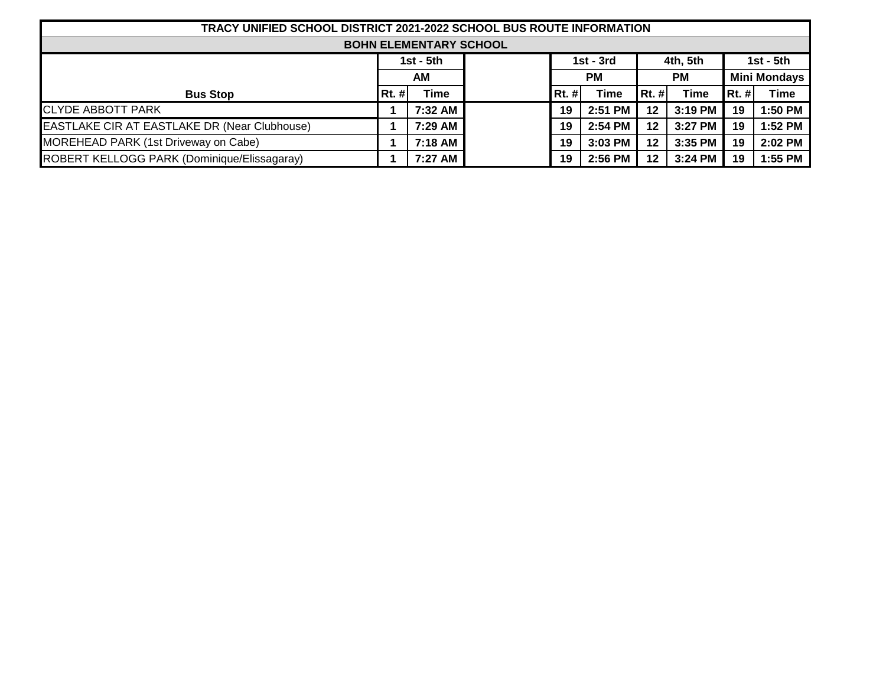| TRACY UNIFIED SCHOOL DISTRICT 2021-2022 SCHOOL BUS ROUTE INFORMATION | | | | | | | | | |
|---|---|---|---|---|---|---|---|---|---|
| BOHN ELEMENTARY SCHOOL | | | | | | | | | |
| | 1st - 5th | | | 1st - 3rd | | 4th, 5th | | 1st - 5th | |
| | AM | | | PM | | PM | | Mini Mondays | |
| Bus Stop | Rt. # | Time | | Rt. # | Time | Rt. # | Time | Rt. # | Time |
| CLYDE ABBOTT PARK | 1 | 7:32 AM | | 19 | 2:51 PM | 12 | 3:19 PM | 19 | 1:50 PM |
| EASTLAKE CIR AT EASTLAKE DR (Near Clubhouse) | 1 | 7:29 AM | | 19 | 2:54 PM | 12 | 3:27 PM | 19 | 1:52 PM |
| MOREHEAD PARK (1st Driveway on Cabe) | 1 | 7:18 AM | | 19 | 3:03 PM | 12 | 3:35 PM | 19 | 2:02 PM |
| ROBERT KELLOGG PARK (Dominique/Elissagaray) | 1 | 7:27 AM | | 19 | 2:56 PM | 12 | 3:24 PM | 19 | 1:55 PM |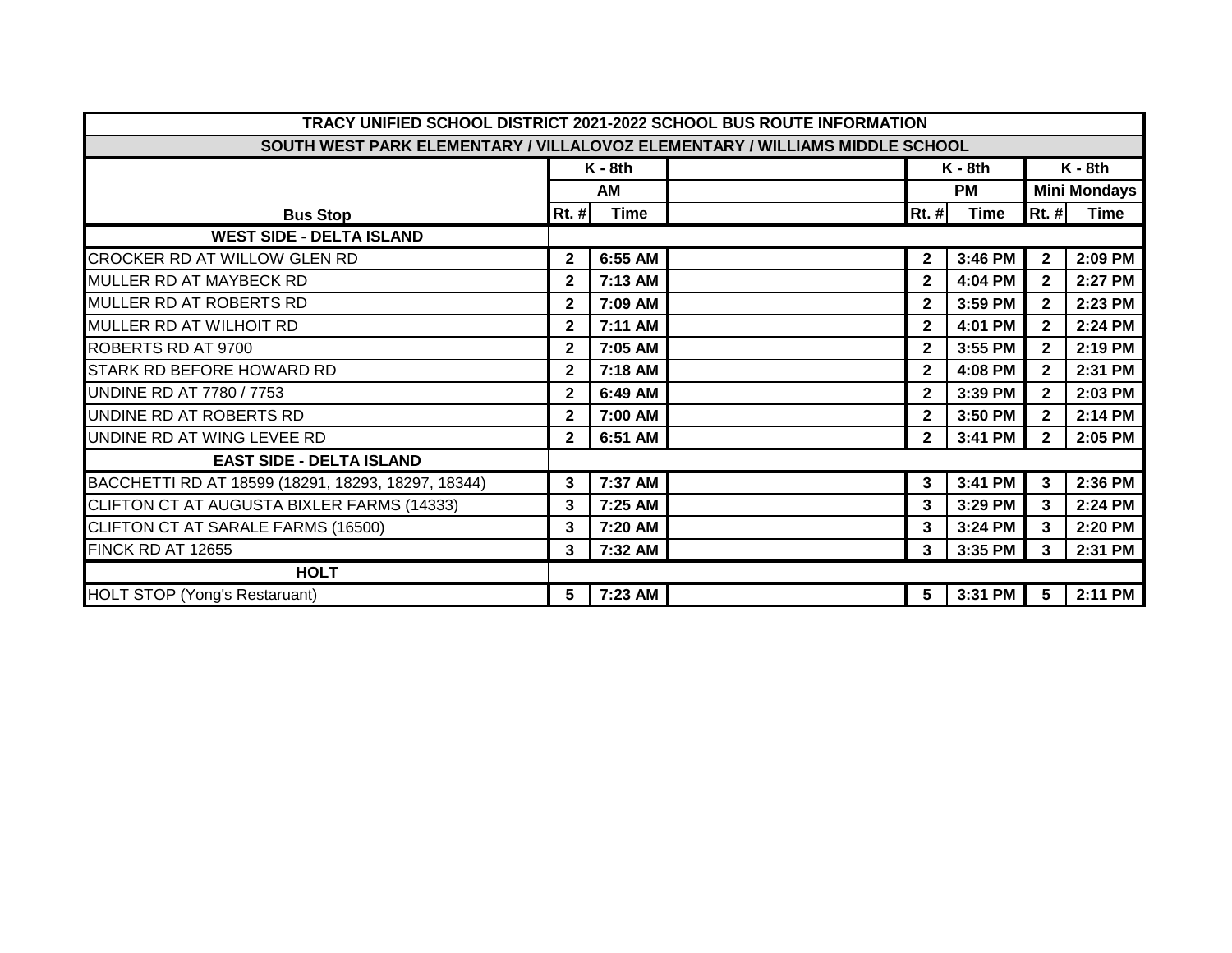| TRACY UNIFIED SCHOOL DISTRICT 2021-2022 SCHOOL BUS ROUTE INFORMATION | | | | | | | |
|---|---|---|---|---|---|---|---|
| SOUTH WEST PARK ELEMENTARY / VILLALOVOZ ELEMENTARY / WILLIAMS MIDDLE SCHOOL | | | | | | | |
| | K - 8th | | | K - 8th | | K - 8th | |
| | AM | | | PM | | Mini Mondays | |
| Bus Stop | Rt. # | Time | | Rt. # | Time | Rt. # | Time |
| **WEST SIDE - DELTA ISLAND** | | | | | | | |
| CROCKER RD AT WILLOW GLEN RD | 2 | 6:55 AM | | 2 | 3:46 PM | 2 | 2:09 PM |
| MULLER RD AT MAYBECK RD | 2 | 7:13 AM | | 2 | 4:04 PM | 2 | 2:27 PM |
| MULLER RD AT ROBERTS RD | 2 | 7:09 AM | | 2 | 3:59 PM | 2 | 2:23 PM |
| MULLER RD AT WILHOIT RD | 2 | 7:11 AM | | 2 | 4:01 PM | 2 | 2:24 PM |
| ROBERTS RD AT 9700 | 2 | 7:05 AM | | 2 | 3:55 PM | 2 | 2:19 PM |
| STARK RD BEFORE HOWARD RD | 2 | 7:18 AM | | 2 | 4:08 PM | 2 | 2:31 PM |
| UNDINE RD AT 7780 / 7753 | 2 | 6:49 AM | | 2 | 3:39 PM | 2 | 2:03 PM |
| UNDINE RD AT ROBERTS RD | 2 | 7:00 AM | | 2 | 3:50 PM | 2 | 2:14 PM |
| UNDINE RD AT WING LEVEE RD | 2 | 6:51 AM | | 2 | 3:41 PM | 2 | 2:05 PM |
| **EAST SIDE - DELTA ISLAND** | | | | | | | |
| BACCHETTI RD AT 18599 (18291, 18293, 18297, 18344) | 3 | 7:37 AM | | 3 | 3:41 PM | 3 | 2:36 PM |
| CLIFTON CT AT AUGUSTA BIXLER FARMS (14333) | 3 | 7:25 AM | | 3 | 3:29 PM | 3 | 2:24 PM |
| CLIFTON CT AT SARALE FARMS (16500) | 3 | 7:20 AM | | 3 | 3:24 PM | 3 | 2:20 PM |
| FINCK RD AT 12655 | 3 | 7:32 AM | | 3 | 3:35 PM | 3 | 2:31 PM |
| **HOLT** | | | | | | | |
| HOLT STOP (Yong's Restaruant) | 5 | 7:23 AM | | 5 | 3:31 PM | 5 | 2:11 PM |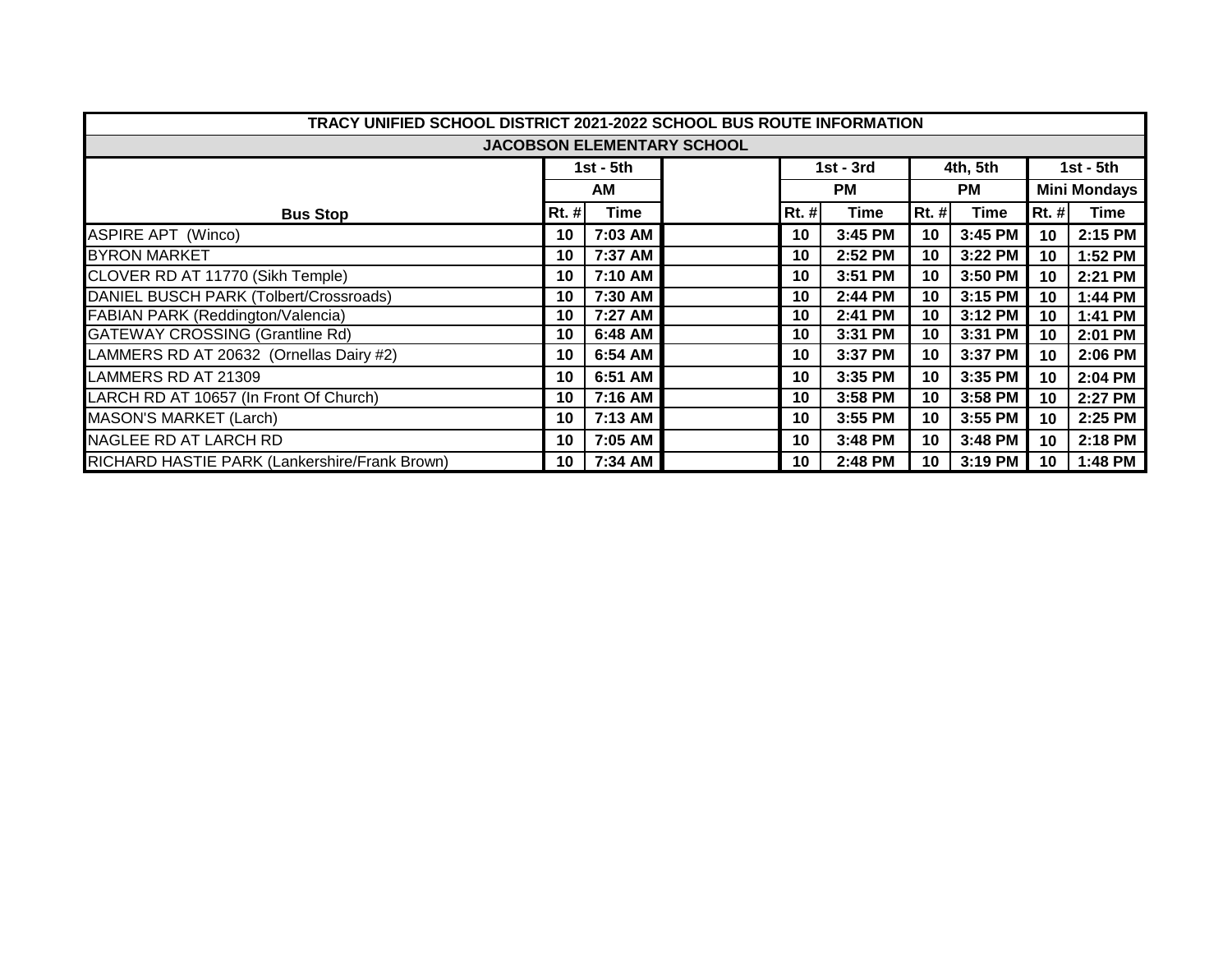| TRACY UNIFIED SCHOOL DISTRICT 2021-2022 SCHOOL BUS ROUTE INFORMATION | | | | | | | | | |
|---|---|---|---|---|---|---|---|---|---|
| **JACOBSON ELEMENTARY SCHOOL** | | | | | | | | | |
| | 1st - 5th | | | 1st - 3rd | | 4th, 5th | | 1st - 5th | |
| | AM | | | PM | | PM | | Mini Mondays | |
| **Bus Stop** | Rt. # | Time | | Rt. # | Time | Rt. # | Time | Rt. # | Time |
| ASPIRE APT (Winco) | 10 | 7:03 AM | | 10 | 3:45 PM | 10 | 3:45 PM | 10 | 2:15 PM |
| BYRON MARKET | 10 | 7:37 AM | | 10 | 2:52 PM | 10 | 3:22 PM | 10 | 1:52 PM |
| CLOVER RD AT 11770 (Sikh Temple) | 10 | 7:10 AM | | 10 | 3:51 PM | 10 | 3:50 PM | 10 | 2:21 PM |
| DANIEL BUSCH PARK (Tolbert/Crossroads) | 10 | 7:30 AM | | 10 | 2:44 PM | 10 | 3:15 PM | 10 | 1:44 PM |
| FABIAN PARK (Reddington/Valencia) | 10 | 7:27 AM | | 10 | 2:41 PM | 10 | 3:12 PM | 10 | 1:41 PM |
| GATEWAY CROSSING (Grantline Rd) | 10 | 6:48 AM | | 10 | 3:31 PM | 10 | 3:31 PM | 10 | 2:01 PM |
| LAMMERS RD AT 20632 (Ornellas Dairy #2) | 10 | 6:54 AM | | 10 | 3:37 PM | 10 | 3:37 PM | 10 | 2:06 PM |
| LAMMERS RD AT 21309 | 10 | 6:51 AM | | 10 | 3:35 PM | 10 | 3:35 PM | 10 | 2:04 PM |
| LARCH RD AT 10657 (In Front Of Church) | 10 | 7:16 AM | | 10 | 3:58 PM | 10 | 3:58 PM | 10 | 2:27 PM |
| MASON'S MARKET (Larch) | 10 | 7:13 AM | | 10 | 3:55 PM | 10 | 3:55 PM | 10 | 2:25 PM |
| NAGLEE RD AT LARCH RD | 10 | 7:05 AM | | 10 | 3:48 PM | 10 | 3:48 PM | 10 | 2:18 PM |
| RICHARD HASTIE PARK (Lankershire/Frank Brown) | 10 | 7:34 AM | | 10 | 2:48 PM | 10 | 3:19 PM | 10 | 1:48 PM |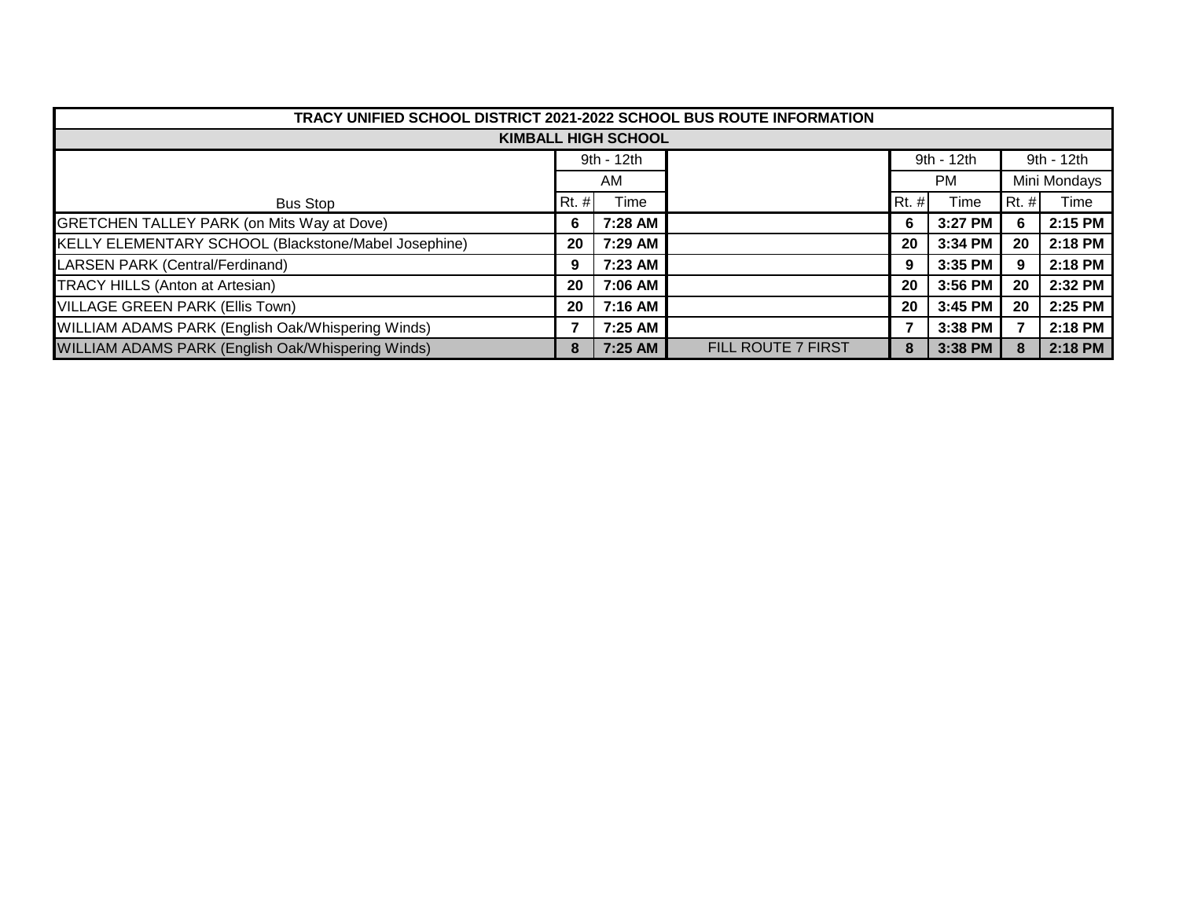| TRACY UNIFIED SCHOOL DISTRICT 2021-2022 SCHOOL BUS ROUTE INFORMATION | | | | | | | |
|---|---|---|---|---|---|---|---|
| KIMBALL HIGH SCHOOL | | | | | | | |
| | 9th - 12th | | | 9th - 12th | | 9th - 12th | |
| | AM | | | PM | | Mini Mondays | |
| Bus Stop | Rt. # | Time | | Rt. # | Time | Rt. # | Time |
| GRETCHEN TALLEY PARK (on Mits Way at Dove) | **6** | **7:28 AM** | | **6** | **3:27 PM** | **6** | **2:15 PM** |
| KELLY ELEMENTARY SCHOOL (Blackstone/Mabel Josephine) | **20** | **7:29 AM** | | **20** | **3:34 PM** | **20** | **2:18 PM** |
| LARSEN PARK (Central/Ferdinand) | **9** | **7:23 AM** | | **9** | **3:35 PM** | **9** | **2:18 PM** |
| TRACY HILLS (Anton at Artesian) | **20** | **7:06 AM** | | **20** | **3:56 PM** | **20** | **2:32 PM** |
| VILLAGE GREEN PARK (Ellis Town) | **20** | **7:16 AM** | | **20** | **3:45 PM** | **20** | **2:25 PM** |
| WILLIAM ADAMS PARK (English Oak/Whispering Winds) | **7** | **7:25 AM** | | **7** | **3:38 PM** | **7** | **2:18 PM** |
| WILLIAM ADAMS PARK (English Oak/Whispering Winds) | **8** | **7:25 AM** | FILL ROUTE 7 FIRST | **8** | **3:38 PM** | **8** | **2:18 PM** |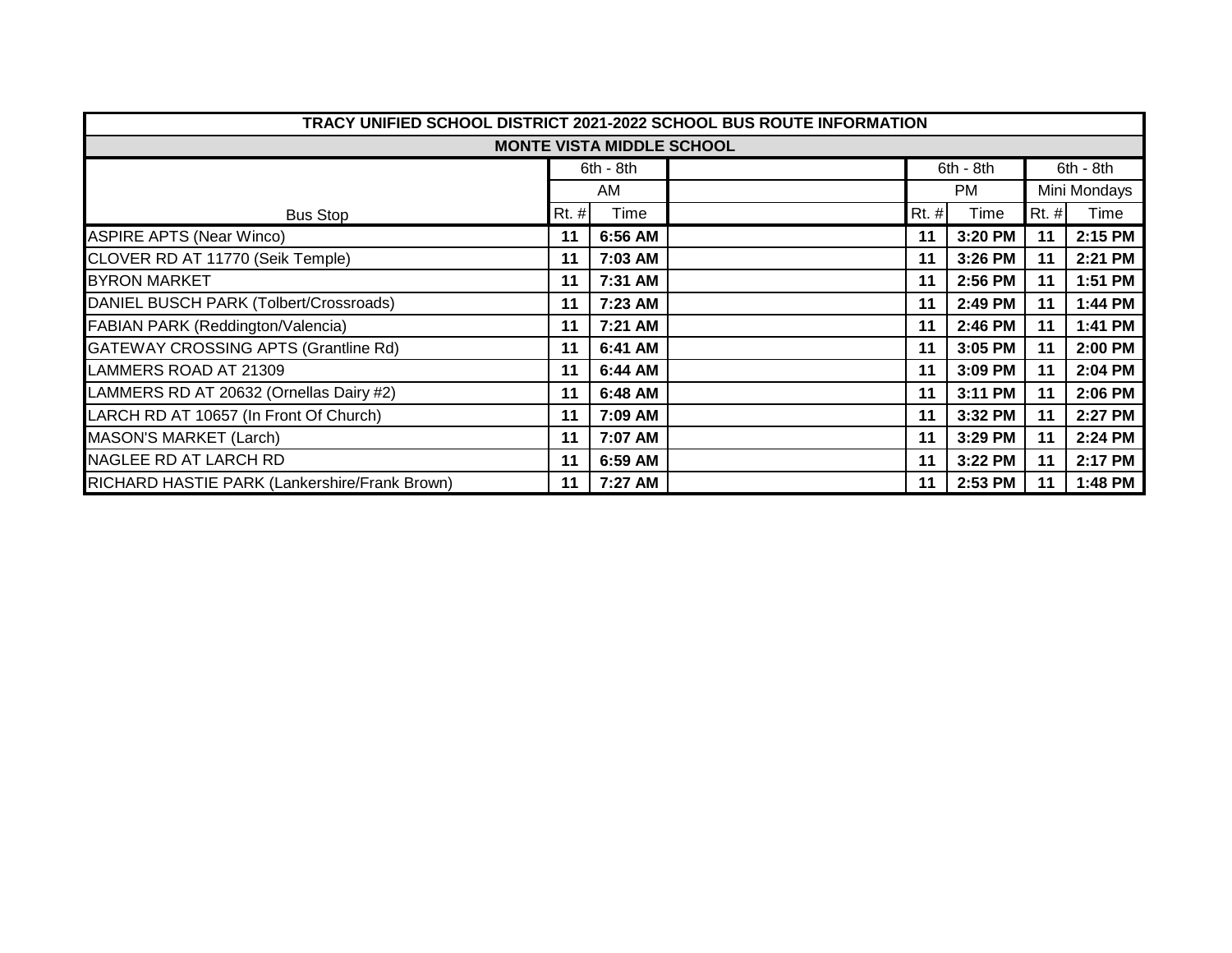| TRACY UNIFIED SCHOOL DISTRICT 2021-2022 SCHOOL BUS ROUTE INFORMATION | | | | | | | |
|---|---|---|---|---|---|---|---|
| **MONTE VISTA MIDDLE SCHOOL** | | | | | | | |
| | 6th - 8th | | | 6th - 8th | | 6th - 8th | |
| | AM | | | PM | | Mini Mondays | |
| Bus Stop | Rt. # | Time | | Rt. # | Time | Rt. # | Time |
| ASPIRE APTS (Near Winco) | **11** | **6:56 AM** | | **11** | **3:20 PM** | **11** | **2:15 PM** |
| CLOVER RD AT 11770 (Seik Temple) | **11** | **7:03 AM** | | **11** | **3:26 PM** | **11** | **2:21 PM** |
| BYRON MARKET | **11** | **7:31 AM** | | **11** | **2:56 PM** | **11** | **1:51 PM** |
| DANIEL BUSCH PARK (Tolbert/Crossroads) | **11** | **7:23 AM** | | **11** | **2:49 PM** | **11** | **1:44 PM** |
| FABIAN PARK (Reddington/Valencia) | **11** | **7:21 AM** | | **11** | **2:46 PM** | **11** | **1:41 PM** |
| GATEWAY CROSSING APTS (Grantline Rd) | **11** | **6:41 AM** | | **11** | **3:05 PM** | **11** | **2:00 PM** |
| LAMMERS ROAD AT 21309 | **11** | **6:44 AM** | | **11** | **3:09 PM** | **11** | **2:04 PM** |
| LAMMERS RD AT 20632 (Ornellas Dairy #2) | **11** | **6:48 AM** | | **11** | **3:11 PM** | **11** | **2:06 PM** |
| LARCH RD AT 10657 (In Front Of Church) | **11** | **7:09 AM** | | **11** | **3:32 PM** | **11** | **2:27 PM** |
| MASON'S MARKET (Larch) | **11** | **7:07 AM** | | **11** | **3:29 PM** | **11** | **2:24 PM** |
| NAGLEE RD AT LARCH RD | **11** | **6:59 AM** | | **11** | **3:22 PM** | **11** | **2:17 PM** |
| RICHARD HASTIE PARK (Lankershire/Frank Brown) | **11** | **7:27 AM** | | **11** | **2:53 PM** | **11** | **1:48 PM** |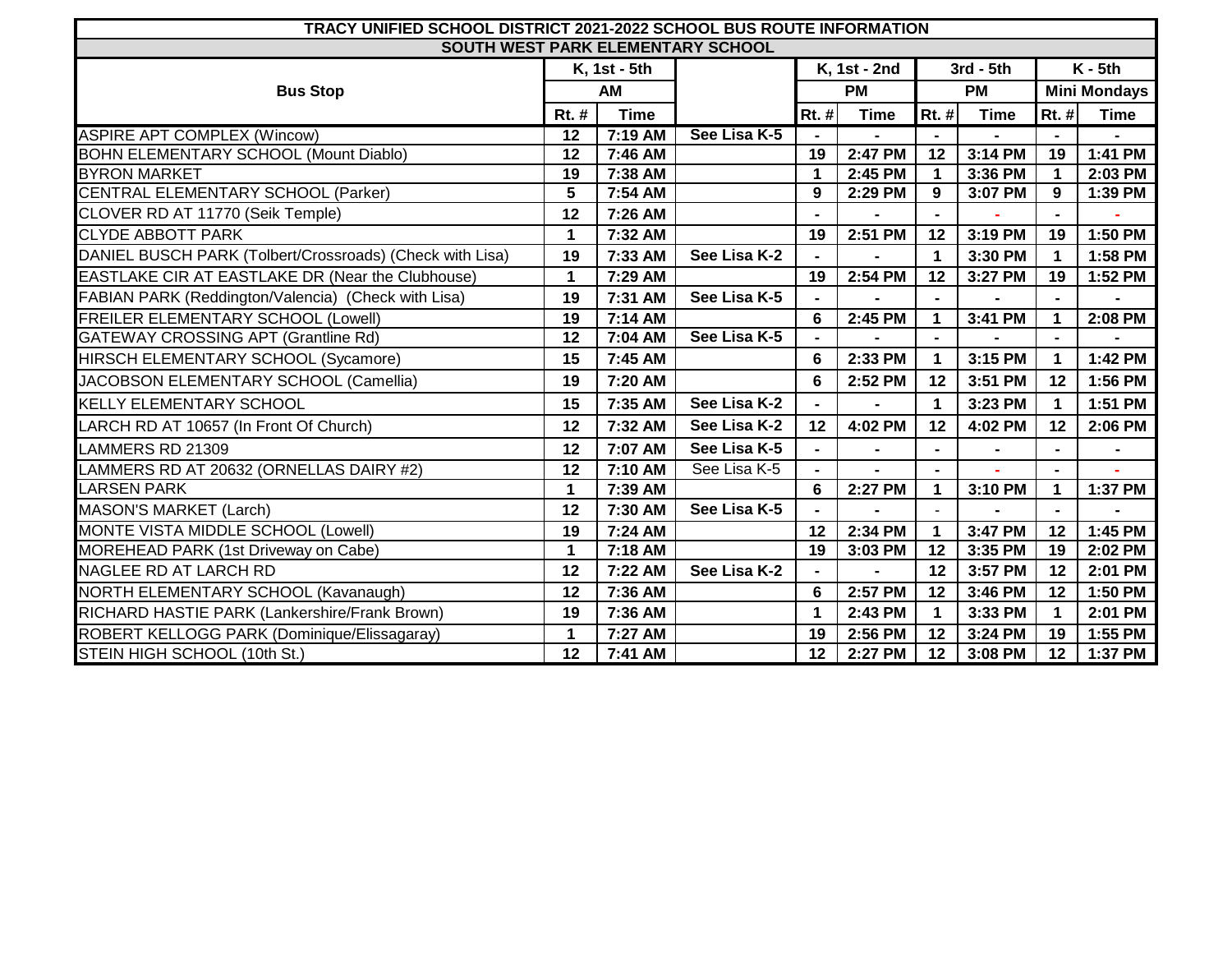# TRACY UNIFIED SCHOOL DISTRICT 2021-2022 SCHOOL BUS ROUTE INFORMATION

## SOUTH WEST PARK ELEMENTARY SCHOOL

| Bus Stop | K, 1st - 5th | |  | K, 1st - 2nd | | 3rd - 5th | | K - 5th | |
|---|---|---|---|---|---|---|---|---|---|
| | AM | | | PM | | PM | | Mini Mondays | |
| | Rt. # | Time | | Rt. # | Time | Rt. # | Time | Rt. # | Time |
| ASPIRE APT COMPLEX (Wincow) | 12 | 7:19 AM | See Lisa K-5 | - | - | - | - | - | - |
| BOHN ELEMENTARY SCHOOL (Mount Diablo) | 12 | 7:46 AM | | 19 | 2:47 PM | 12 | 3:14 PM | 19 | 1:41 PM |
| BYRON MARKET | 19 | 7:38 AM | | 1 | 2:45 PM | 1 | 3:36 PM | 1 | 2:03 PM |
| CENTRAL ELEMENTARY SCHOOL (Parker) | 5 | 7:54 AM | | 9 | 2:29 PM | 9 | 3:07 PM | 9 | 1:39 PM |
| CLOVER RD AT 11770 (Seik Temple) | 12 | 7:26 AM | | - | - | - | - | - | - |
| CLYDE ABBOTT PARK | 1 | 7:32 AM | | 19 | 2:51 PM | 12 | 3:19 PM | 19 | 1:50 PM |
| DANIEL BUSCH PARK (Tolbert/Crossroads) (Check with Lisa) | 19 | 7:33 AM | See Lisa K-2 | - | - | 1 | 3:30 PM | 1 | 1:58 PM |
| EASTLAKE CIR AT EASTLAKE DR (Near the Clubhouse) | 1 | 7:29 AM | | 19 | 2:54 PM | 12 | 3:27 PM | 19 | 1:52 PM |
| FABIAN PARK (Reddington/Valencia) (Check with Lisa) | 19 | 7:31 AM | See Lisa K-5 | - | - | - | - | - | - |
| FREILER ELEMENTARY SCHOOL (Lowell) | 19 | 7:14 AM | | 6 | 2:45 PM | 1 | 3:41 PM | 1 | 2:08 PM |
| GATEWAY CROSSING APT (Grantline Rd) | 12 | 7:04 AM | See Lisa K-5 | - | - | - | - | - | - |
| HIRSCH ELEMENTARY SCHOOL (Sycamore) | 15 | 7:45 AM | | 6 | 2:33 PM | 1 | 3:15 PM | 1 | 1:42 PM |
| JACOBSON ELEMENTARY SCHOOL (Camellia) | 19 | 7:20 AM | | 6 | 2:52 PM | 12 | 3:51 PM | 12 | 1:56 PM |
| KELLY ELEMENTARY SCHOOL | 15 | 7:35 AM | See Lisa K-2 | - | - | 1 | 3:23 PM | 1 | 1:51 PM |
| LARCH RD AT 10657 (In Front Of Church) | 12 | 7:32 AM | See Lisa K-2 | 12 | 4:02 PM | 12 | 4:02 PM | 12 | 2:06 PM |
| LAMMERS RD 21309 | 12 | 7:07 AM | See Lisa K-5 | - | - | - | - | - | - |
| LAMMERS RD AT 20632 (ORNELLAS DAIRY #2) | 12 | 7:10 AM | See Lisa K-5 | - | - | - | - | - | - |
| LARSEN PARK | 1 | 7:39 AM | | 6 | 2:27 PM | 1 | 3:10 PM | 1 | 1:37 PM |
| MASON'S MARKET (Larch) | 12 | 7:30 AM | See Lisa K-5 | - | - | - | - | - | - |
| MONTE VISTA MIDDLE SCHOOL (Lowell) | 19 | 7:24 AM | | 12 | 2:34 PM | 1 | 3:47 PM | 12 | 1:45 PM |
| MOREHEAD PARK (1st Driveway on Cabe) | 1 | 7:18 AM | | 19 | 3:03 PM | 12 | 3:35 PM | 19 | 2:02 PM |
| NAGLEE RD AT LARCH RD | 12 | 7:22 AM | See Lisa K-2 | - | - | 12 | 3:57 PM | 12 | 2:01 PM |
| NORTH ELEMENTARY SCHOOL (Kavanaugh) | 12 | 7:36 AM | | 6 | 2:57 PM | 12 | 3:46 PM | 12 | 1:50 PM |
| RICHARD HASTIE PARK (Lankershire/Frank Brown) | 19 | 7:36 AM | | 1 | 2:43 PM | 1 | 3:33 PM | 1 | 2:01 PM |
| ROBERT KELLOGG PARK (Dominique/Elissagaray) | 1 | 7:27 AM | | 19 | 2:56 PM | 12 | 3:24 PM | 19 | 1:55 PM |
| STEIN HIGH SCHOOL (10th St.) | 12 | 7:41 AM | | 12 | 2:27 PM | 12 | 3:08 PM | 12 | 1:37 PM |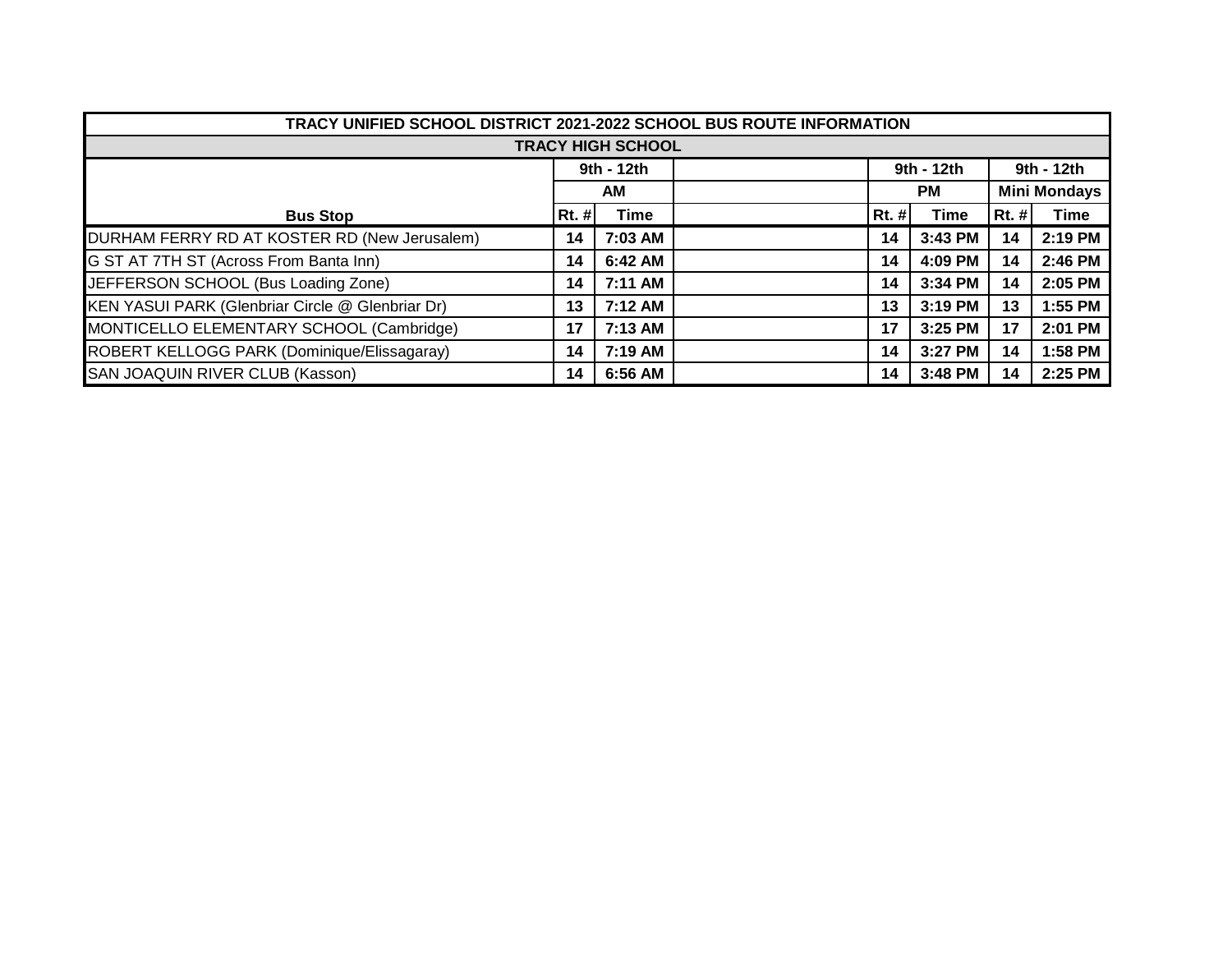| TRACY UNIFIED SCHOOL DISTRICT 2021-2022 SCHOOL BUS ROUTE INFORMATION | | | | | | | |
|---|---|---|---|---|---|---|---|
| TRACY HIGH SCHOOL | | | | | | | |
| | 9th - 12th | | | 9th - 12th | | 9th - 12th | |
| | AM | | | PM | | Mini Mondays | |
| Bus Stop | Rt. # | Time | | Rt. # | Time | Rt. # | Time |
| DURHAM FERRY RD AT KOSTER RD (New Jerusalem) | 14 | 7:03 AM | | 14 | 3:43 PM | 14 | 2:19 PM |
| G ST AT 7TH ST (Across From Banta Inn) | 14 | 6:42 AM | | 14 | 4:09 PM | 14 | 2:46 PM |
| JEFFERSON SCHOOL (Bus Loading Zone) | 14 | 7:11 AM | | 14 | 3:34 PM | 14 | 2:05 PM |
| KEN YASUI PARK (Glenbriar Circle @ Glenbriar Dr) | 13 | 7:12 AM | | 13 | 3:19 PM | 13 | 1:55 PM |
| MONTICELLO ELEMENTARY SCHOOL (Cambridge) | 17 | 7:13 AM | | 17 | 3:25 PM | 17 | 2:01 PM |
| ROBERT KELLOGG PARK (Dominique/Elissagaray) | 14 | 7:19 AM | | 14 | 3:27 PM | 14 | 1:58 PM |
| SAN JOAQUIN RIVER CLUB (Kasson) | 14 | 6:56 AM | | 14 | 3:48 PM | 14 | 2:25 PM |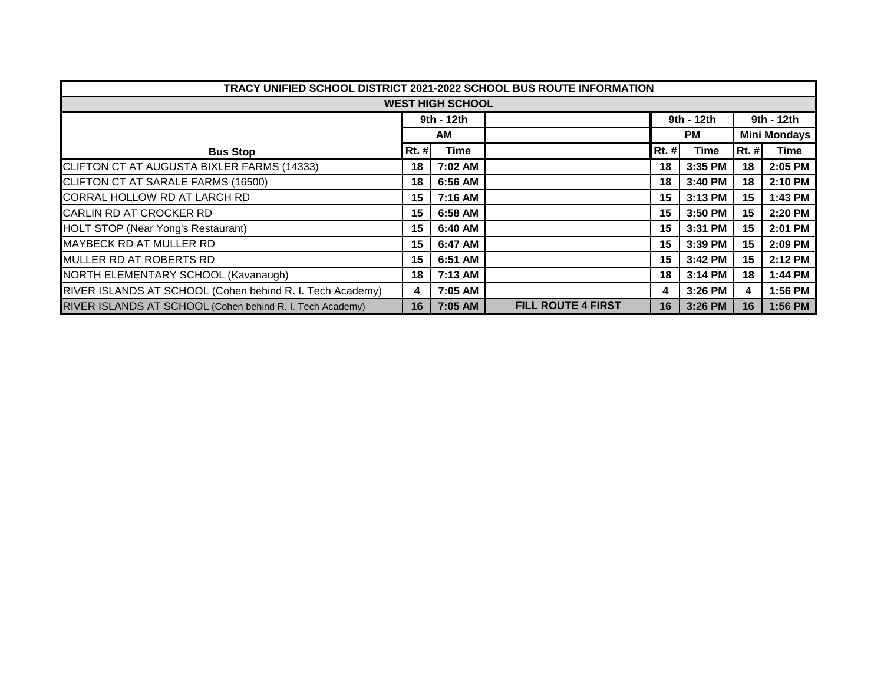| TRACY UNIFIED SCHOOL DISTRICT 2021-2022 SCHOOL BUS ROUTE INFORMATION | | | | | | | |
|---|---|---|---|---|---|---|---|
| **WEST HIGH SCHOOL** | | | | | | | |
| | 9th - 12th | | | 9th - 12th | | 9th - 12th | |
| | AM | | | PM | | Mini Mondays | |
| **Bus Stop** | **Rt. #** | **Time** | | **Rt. #** | **Time** | **Rt. #** | **Time** |
| CLIFTON CT AT AUGUSTA BIXLER FARMS (14333) | 18 | 7:02 AM | | 18 | 3:35 PM | 18 | 2:05 PM |
| CLIFTON CT AT SARALE FARMS (16500) | 18 | 6:56 AM | | 18 | 3:40 PM | 18 | 2:10 PM |
| CORRAL HOLLOW RD AT LARCH RD | 15 | 7:16 AM | | 15 | 3:13 PM | 15 | 1:43 PM |
| CARLIN RD AT CROCKER RD | 15 | 6:58 AM | | 15 | 3:50 PM | 15 | 2:20 PM |
| HOLT STOP (Near Yong's Restaurant) | 15 | 6:40 AM | | 15 | 3:31 PM | 15 | 2:01 PM |
| MAYBECK RD AT MULLER RD | 15 | 6:47 AM | | 15 | 3:39 PM | 15 | 2:09 PM |
| MULLER RD AT ROBERTS RD | 15 | 6:51 AM | | 15 | 3:42 PM | 15 | 2:12 PM |
| NORTH ELEMENTARY SCHOOL (Kavanaugh) | 18 | 7:13 AM | | 18 | 3:14 PM | 18 | 1:44 PM |
| RIVER ISLANDS AT SCHOOL (Cohen behind R. I. Tech Academy) | 4 | 7:05 AM | | 4 | 3:26 PM | 4 | 1:56 PM |
| RIVER ISLANDS AT SCHOOL (Cohen behind R. I. Tech Academy) | 16 | 7:05 AM | **FILL ROUTE 4 FIRST** | 16 | 3:26 PM | 16 | 1:56 PM |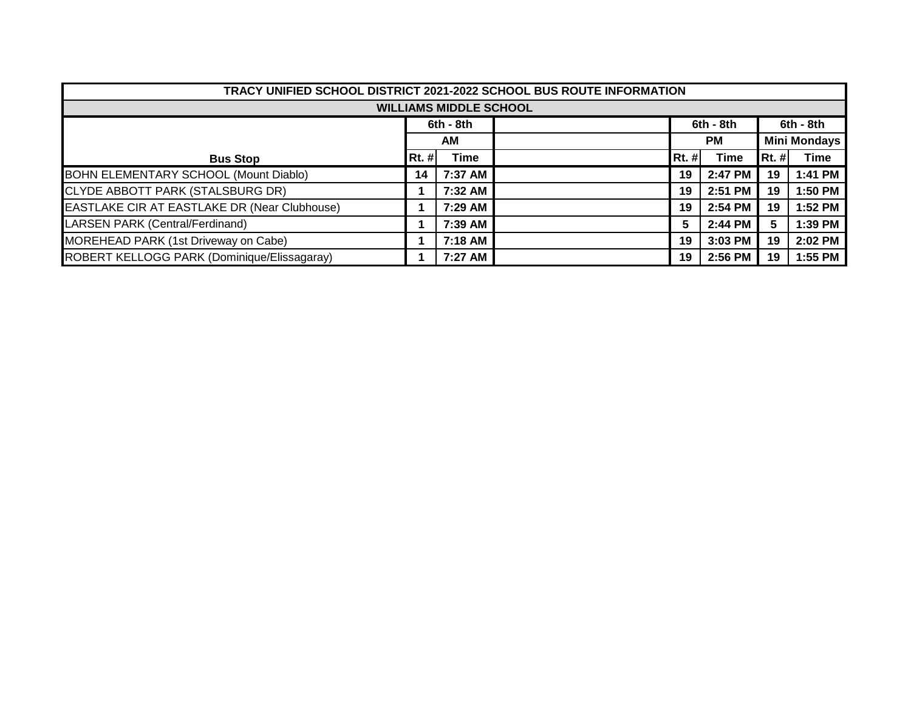| TRACY UNIFIED SCHOOL DISTRICT 2021-2022 SCHOOL BUS ROUTE INFORMATION | | | | | | | |
|---|---|---|---|---|---|---|---|
| **WILLIAMS MIDDLE SCHOOL** | | | | | | | |
| | **6th - 8th** | | | **6th - 8th** | | **6th - 8th** | |
| | **AM** | | | **PM** | | **Mini Mondays** | |
| **Bus Stop** | **Rt. #** | **Time** | | **Rt. #** | **Time** | **Rt. #** | **Time** |
| BOHN ELEMENTARY SCHOOL (Mount Diablo) | **14** | **7:37 AM** | | **19** | **2:47 PM** | **19** | **1:41 PM** |
| CLYDE ABBOTT PARK (STALSBURG DR) | **1** | **7:32 AM** | | **19** | **2:51 PM** | **19** | **1:50 PM** |
| EASTLAKE CIR AT EASTLAKE DR (Near Clubhouse) | **1** | **7:29 AM** | | **19** | **2:54 PM** | **19** | **1:52 PM** |
| LARSEN PARK (Central/Ferdinand) | **1** | **7:39 AM** | | **5** | **2:44 PM** | **5** | **1:39 PM** |
| MOREHEAD PARK (1st Driveway on Cabe) | **1** | **7:18 AM** | | **19** | **3:03 PM** | **19** | **2:02 PM** |
| ROBERT KELLOGG PARK (Dominique/Elissagaray) | **1** | **7:27 AM** | | **19** | **2:56 PM** | **19** | **1:55 PM** |